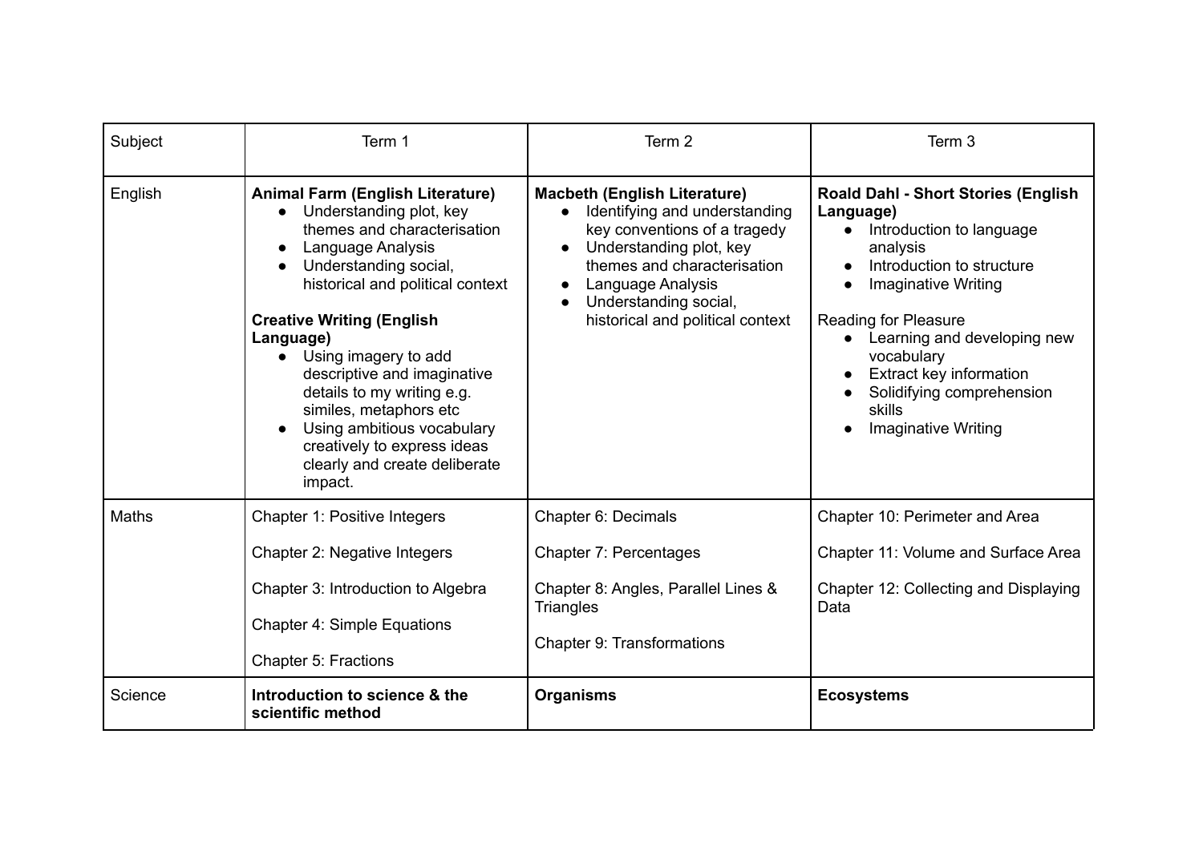| Subject | Term 1 | Term 2 | Term 3 |
| --- | --- | --- | --- |
| English | **Animal Farm (English Literature)**<br>● Understanding plot, key themes and characterisation<br>● Language Analysis<br>● Understanding social, historical and political context<br><br>**Creative Writing (English Language)**<br>● Using imagery to add descriptive and imaginative details to my writing e.g. similes, metaphors etc<br>● Using ambitious vocabulary creatively to express ideas clearly and create deliberate impact. | **Macbeth (English Literature)**<br>● Identifying and understanding key conventions of a tragedy<br>● Understanding plot, key themes and characterisation<br>● Language Analysis<br>● Understanding social, historical and political context | **Roald Dahl - Short Stories (English Language)**<br>● Introduction to language analysis<br>● Introduction to structure<br>● Imaginative Writing<br><br>Reading for Pleasure<br>● Learning and developing new vocabulary<br>● Extract key information<br>● Solidifying comprehension skills<br>● Imaginative Writing |
| Maths | Chapter 1: Positive Integers<br><br>Chapter 2: Negative Integers<br><br>Chapter 3: Introduction to Algebra<br><br>Chapter 4: Simple Equations<br><br>Chapter 5: Fractions | Chapter 6: Decimals<br><br>Chapter 7: Percentages<br><br>Chapter 8: Angles, Parallel Lines & Triangles<br><br>Chapter 9: Transformations | Chapter 10: Perimeter and Area<br><br>Chapter 11: Volume and Surface Area<br><br>Chapter 12: Collecting and Displaying Data |
| Science | **Introduction to science & the scientific method** | **Organisms** | **Ecosystems** |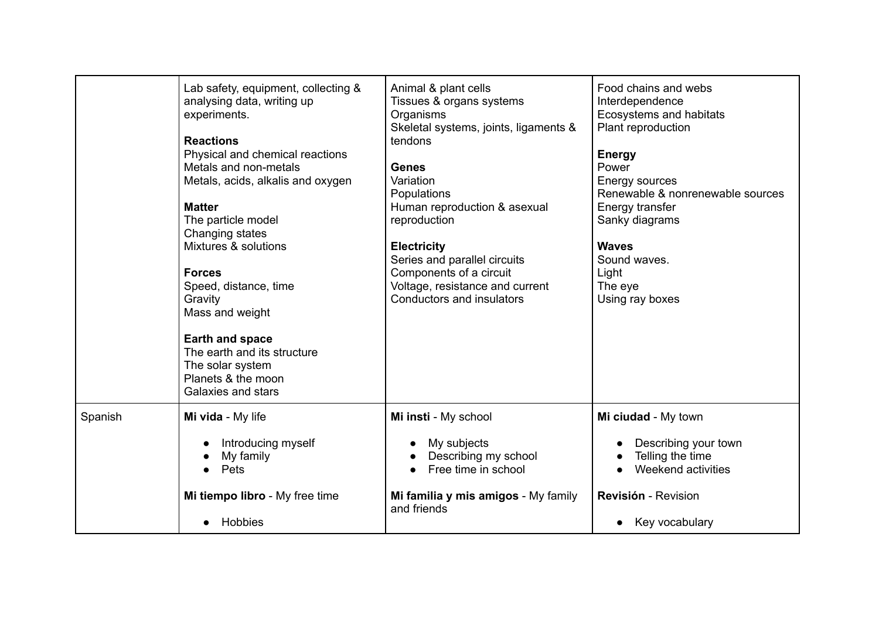|  |  |  |  |
|---|---|---|---|
|  | Lab safety, equipment, collecting & analysing data, writing up experiments.<br><br>**Reactions**<br>Physical and chemical reactions<br>Metals and non-metals<br>Metals, acids, alkalis and oxygen<br><br>**Matter**<br>The particle model<br>Changing states<br>Mixtures & solutions<br><br>**Forces**<br>Speed, distance, time<br>Gravity<br>Mass and weight<br><br>**Earth and space**<br>The earth and its structure<br>The solar system<br>Planets & the moon<br>Galaxies and stars | Animal & plant cells<br>Tissues & organs systems<br>Organisms<br>Skeletal systems, joints, ligaments & tendons<br><br>**Genes**<br>Variation<br>Populations<br>Human reproduction & asexual reproduction<br><br>**Electricity**<br>Series and parallel circuits<br>Components of a circuit<br>Voltage, resistance and current<br>Conductors and insulators | Food chains and webs<br>Interdependence<br>Ecosystems and habitats<br>Plant reproduction<br><br>**Energy**<br>Power<br>Energy sources<br>Renewable & nonrenewable sources<br>Energy transfer<br>Sanky diagrams<br><br>**Waves**<br>Sound waves.<br>Light<br>The eye<br>Using ray boxes |
| Spanish | **Mi vida** - My life<br><br>• Introducing myself<br>• My family<br>• Pets<br><br>**Mi tiempo libro** - My free time<br><br>• Hobbies | **Mi insti** - My school<br><br>• My subjects<br>• Describing my school<br>• Free time in school<br><br>**Mi familia y mis amigos** - My family and friends | **Mi ciudad** - My town<br><br>• Describing your town<br>• Telling the time<br>• Weekend activities<br><br>**Revisión** - Revision<br><br>• Key vocabulary |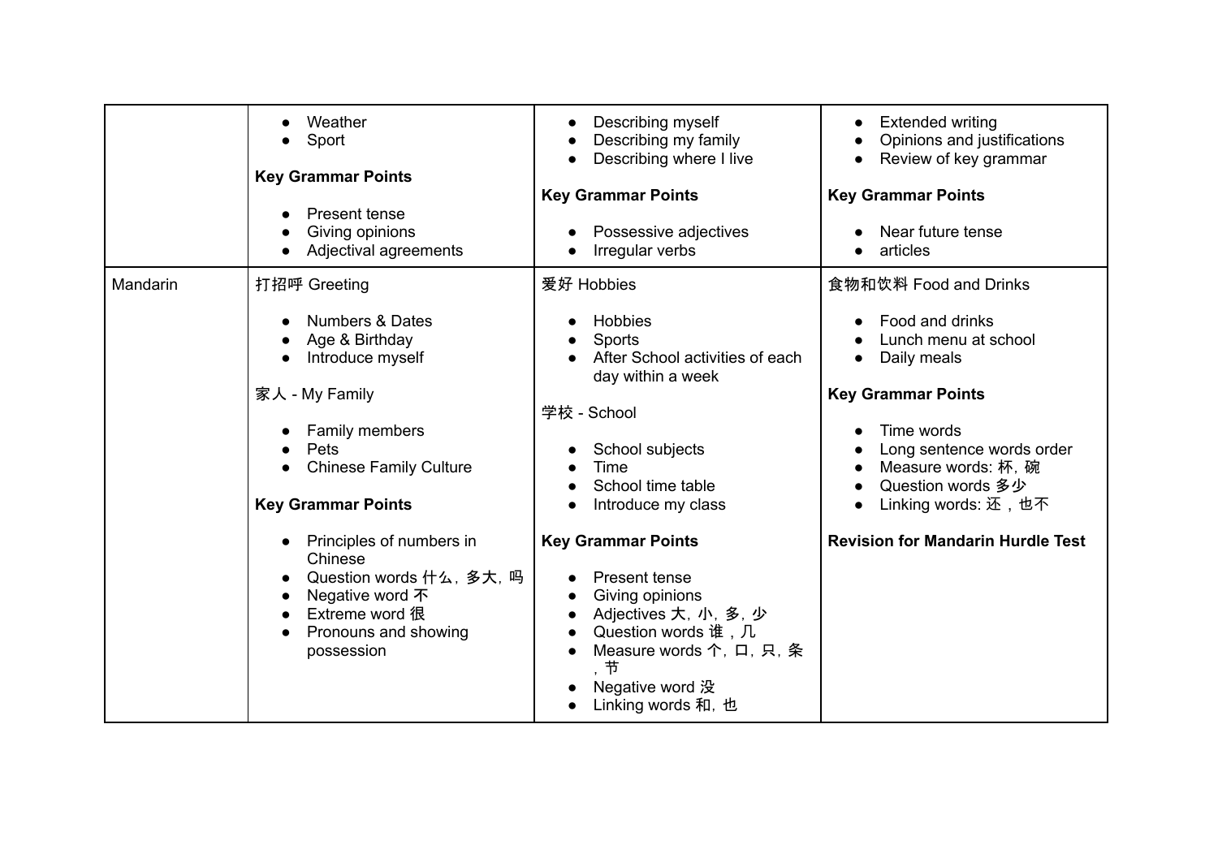|  |  |  |  |
|---|---|---|---|
|  | • Weather<br>• Sport<br><br>**Key Grammar Points**<br><br>• Present tense<br>• Giving opinions<br>• Adjectival agreements | • Describing myself<br>• Describing my family<br>• Describing where I live<br><br>**Key Grammar Points**<br><br>• Possessive adjectives<br>• Irregular verbs | • Extended writing<br>• Opinions and justifications<br>• Review of key grammar<br><br>**Key Grammar Points**<br><br>• Near future tense<br>• articles |
| Mandarin | 打招呼 Greeting<br><br>• Numbers & Dates<br>• Age & Birthday<br>• Introduce myself<br><br>家人 - My Family<br><br>• Family members<br>• Pets<br>• Chinese Family Culture<br><br>**Key Grammar Points**<br><br>• Principles of numbers in Chinese<br>• Question words 什么, 多大, 吗<br>• Negative word 不<br>• Extreme word 很<br>• Pronouns and showing possession | 爱好 Hobbies<br><br>• Hobbies<br>• Sports<br>• After School activities of each day within a week<br><br>学校 - School<br><br>• School subjects<br>• Time<br>• School time table<br>• Introduce my class<br><br>**Key Grammar Points**<br><br>• Present tense<br>• Giving opinions<br>• Adjectives 大, 小, 多, 少<br>• Question words 谁，几<br>• Measure words 个, 口, 只, 条，节<br>• Negative word 没<br>• Linking words 和, 也 | 食物和饮料 Food and Drinks<br><br>• Food and drinks<br>• Lunch menu at school<br>• Daily meals<br><br>**Key Grammar Points**<br><br>• Time words<br>• Long sentence words order<br>• Measure words: 杯, 碗<br>• Question words 多少<br>• Linking words: 还，也不<br><br>**Revision for Mandarin Hurdle Test** |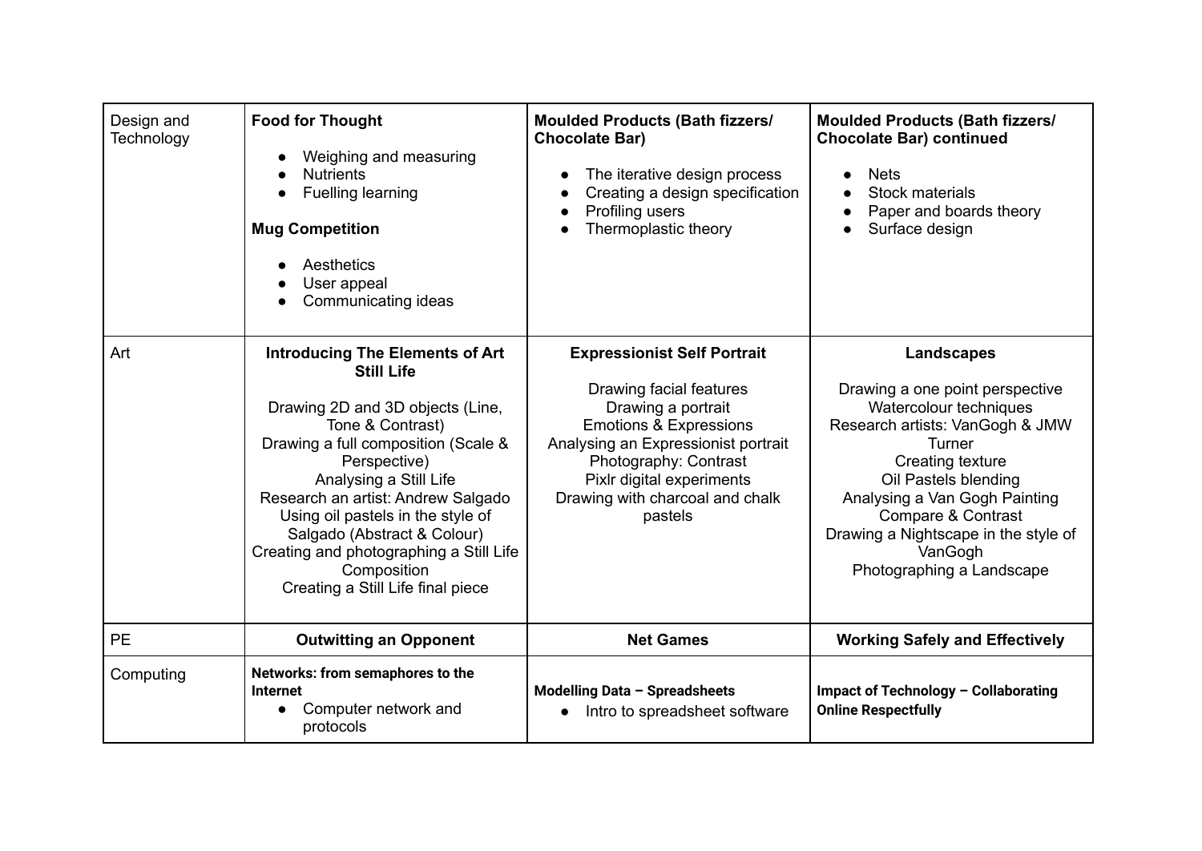| Design and Technology | **Food for Thought**<br>• Weighing and measuring<br>• Nutrients<br>• Fuelling learning<br><br>**Mug Competition**<br>• Aesthetics<br>• User appeal<br>• Communicating ideas | **Moulded Products (Bath fizzers/ Chocolate Bar)**<br>• The iterative design process<br>• Creating a design specification<br>• Profiling users<br>• Thermoplastic theory | **Moulded Products (Bath fizzers/ Chocolate Bar) continued**<br>• Nets<br>• Stock materials<br>• Paper and boards theory<br>• Surface design |
|---|---|---|---|
| Art | **Introducing The Elements of Art Still Life**<br><br>Drawing 2D and 3D objects (Line, Tone & Contrast)<br>Drawing a full composition (Scale & Perspective)<br>Analysing a Still Life<br>Research an artist: Andrew Salgado<br>Using oil pastels in the style of Salgado (Abstract & Colour)<br>Creating and photographing a Still Life Composition<br>Creating a Still Life final piece | **Expressionist Self Portrait**<br><br>Drawing facial features<br>Drawing a portrait<br>Emotions & Expressions<br>Analysing an Expressionist portrait<br>Photography: Contrast<br>Pixlr digital experiments<br>Drawing with charcoal and chalk pastels | **Landscapes**<br><br>Drawing a one point perspective<br>Watercolour techniques<br>Research artists: VanGogh & JMW Turner<br>Creating texture<br>Oil Pastels blending<br>Analysing a Van Gogh Painting<br>Compare & Contrast<br>Drawing a Nightscape in the style of VanGogh<br>Photographing a Landscape |
| PE | **Outwitting an Opponent** | **Net Games** | **Working Safely and Effectively** |
| Computing | **Networks: from semaphores to the Internet**<br>• Computer network and protocols | **Modelling Data – Spreadsheets**<br>• Intro to spreadsheet software | **Impact of Technology – Collaborating Online Respectfully** |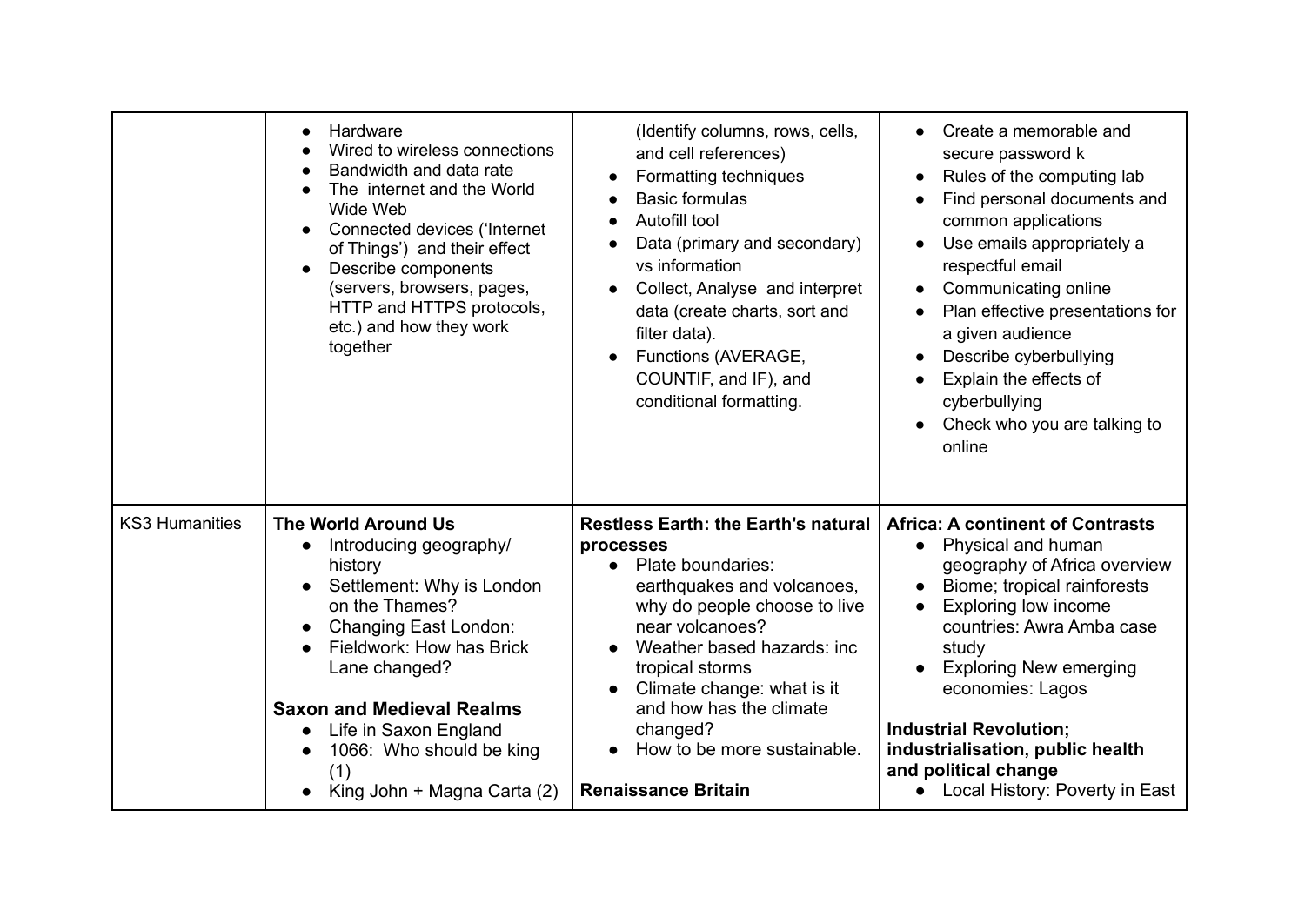| | | | |
|---|---|---|---|
| | • Hardware<br>• Wired to wireless connections<br>• Bandwidth and data rate<br>• The internet and the World Wide Web<br>• Connected devices ('Internet of Things') and their effect<br>• Describe components (servers, browsers, pages, HTTP and HTTPS protocols, etc.) and how they work together | (Identify columns, rows, cells, and cell references)<br>• Formatting techniques<br>• Basic formulas<br>• Autofill tool<br>• Data (primary and secondary) vs information<br>• Collect, Analyse and interpret data (create charts, sort and filter data).<br>• Functions (AVERAGE, COUNTIF, and IF), and conditional formatting. | • Create a memorable and secure password k<br>• Rules of the computing lab<br>• Find personal documents and common applications<br>• Use emails appropriately a respectful email<br>• Communicating online<br>• Plan effective presentations for a given audience<br>• Describe cyberbullying<br>• Explain the effects of cyberbullying<br>• Check who you are talking to online |
| KS3 Humanities | **The World Around Us**<br>• Introducing geography/ history<br>• Settlement: Why is London on the Thames?<br>• Changing East London:<br>• Fieldwork: How has Brick Lane changed?<br><br>**Saxon and Medieval Realms**<br>• Life in Saxon England<br>• 1066: Who should be king (1)<br>• King John + Magna Carta (2) | **Restless Earth: the Earth's natural processes**<br>• Plate boundaries: earthquakes and volcanoes, why do people choose to live near volcanoes?<br>• Weather based hazards: inc tropical storms<br>• Climate change: what is it and how has the climate changed?<br>• How to be more sustainable.<br><br>**Renaissance Britain** | **Africa: A continent of Contrasts**<br>• Physical and human geography of Africa overview<br>• Biome; tropical rainforests<br>• Exploring low income countries: Awra Amba case study<br>• Exploring New emerging economies: Lagos<br><br>**Industrial Revolution; industrialisation, public health and political change**<br>• Local History: Poverty in East |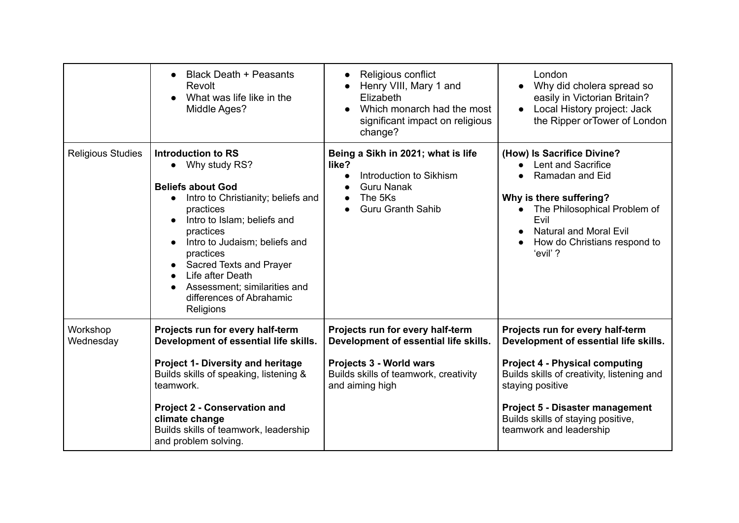| | | | |
|---|---|---|---|
| | • Black Death + Peasants Revolt<br>• What was life like in the Middle Ages? | • Religious conflict<br>• Henry VIII, Mary 1 and Elizabeth<br>• Which monarch had the most significant impact on religious change? | London<br>• Why did cholera spread so easily in Victorian Britain?<br>• Local History project: Jack the Ripper orTower of London |
| Religious Studies | **Introduction to RS**<br>• Why study RS?<br><br>**Beliefs about God**<br>• Intro to Christianity; beliefs and practices<br>• Intro to Islam; beliefs and practices<br>• Intro to Judaism; beliefs and practices<br>• Sacred Texts and Prayer<br>• Life after Death<br>• Assessment; similarities and differences of Abrahamic Religions | **Being a Sikh in 2021; what is life like?**<br>• Introduction to Sikhism<br>• Guru Nanak<br>• The 5Ks<br>• Guru Granth Sahib | **(How) Is Sacrifice Divine?**<br>• Lent and Sacrifice<br>• Ramadan and Eid<br><br>**Why is there suffering?**<br>• The Philosophical Problem of Evil<br>• Natural and Moral Evil<br>• How do Christians respond to 'evil' ? |
| Workshop Wednesday | **Projects run for every half-term Development of essential life skills.**<br><br>**Project 1- Diversity and heritage**<br>Builds skills of speaking, listening & teamwork.<br><br>**Project 2 - Conservation and climate change**<br>Builds skills of teamwork, leadership and problem solving. | **Projects run for every half-term Development of essential life skills.**<br><br>**Projects 3 - World wars**<br>Builds skills of teamwork, creativity and aiming high | **Projects run for every half-term Development of essential life skills.**<br><br>**Project 4 - Physical computing**<br>Builds skills of creativity, listening and staying positive<br><br>**Project 5 - Disaster management**<br>Builds skills of staying positive, teamwork and leadership |